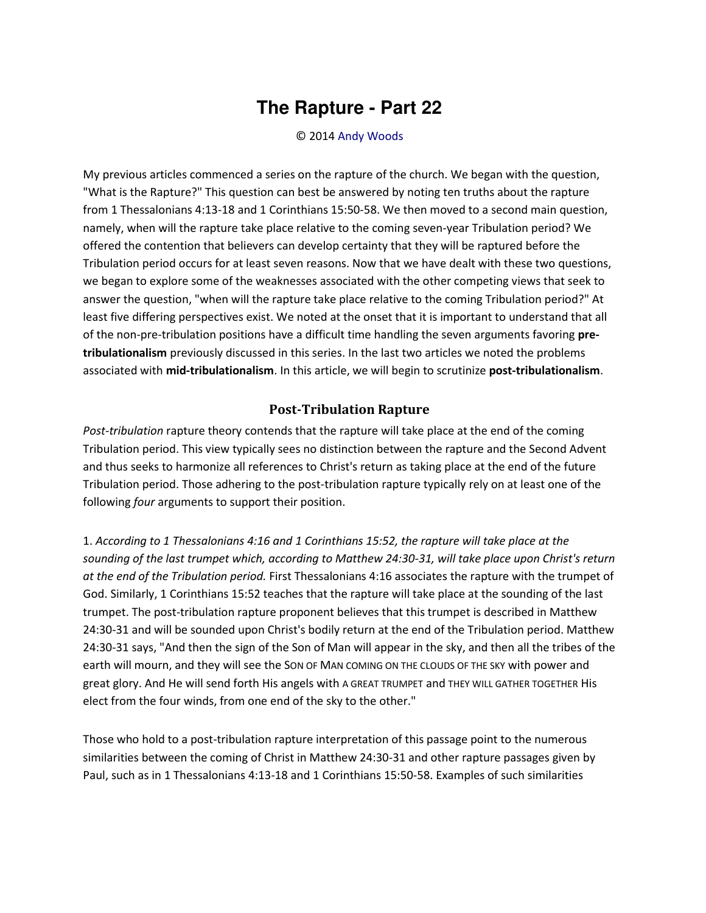# The Rapture - Part 22

© 2014 Andy Woods

My previous articles commenced a series on the rapture of the church. We began with the question, "What is the Rapture?" This question can best be answered by noting ten truths about the rapture from 1 Thessalonians 4:13-18 and 1 Corinthians 15:50-58. We then moved to a second main question, namely, when will the rapture take place relative to the coming seven-year Tribulation period? We offered the contention that believers can develop certainty that they will be raptured before the Tribulation period occurs for at least seven reasons. Now that we have dealt with these two questions, we began to explore some of the weaknesses associated with the other competing views that seek to answer the question, "when will the rapture take place relative to the coming Tribulation period?" At least five differing perspectives exist. We noted at the onset that it is important to understand that all of the non-pre-tribulation positions have a difficult time handling the seven arguments favoring **pre-tribulationalism** previously discussed in this series. In the last two articles we noted the problems associated with **mid-tribulationalism**. In this article, we will begin to scrutinize **post-tribulationalism**.

## Post-Tribulation Rapture

*Post-tribulation* rapture theory contends that the rapture will take place at the end of the coming Tribulation period. This view typically sees no distinction between the rapture and the Second Advent and thus seeks to harmonize all references to Christ's return as taking place at the end of the future Tribulation period. Those adhering to the post-tribulation rapture typically rely on at least one of the following *four* arguments to support their position.

1. *According to 1 Thessalonians 4:16 and 1 Corinthians 15:52, the rapture will take place at the sounding of the last trumpet which, according to Matthew 24:30-31, will take place upon Christ's return at the end of the Tribulation period.* First Thessalonians 4:16 associates the rapture with the trumpet of God. Similarly, 1 Corinthians 15:52 teaches that the rapture will take place at the sounding of the last trumpet. The post-tribulation rapture proponent believes that this trumpet is described in Matthew 24:30-31 and will be sounded upon Christ's bodily return at the end of the Tribulation period. Matthew 24:30-31 says, "And then the sign of the Son of Man will appear in the sky, and then all the tribes of the earth will mourn, and they will see the SON OF MAN COMING ON THE CLOUDS OF THE SKY with power and great glory. And He will send forth His angels with A GREAT TRUMPET and THEY WILL GATHER TOGETHER His elect from the four winds, from one end of the sky to the other."

Those who hold to a post-tribulation rapture interpretation of this passage point to the numerous similarities between the coming of Christ in Matthew 24:30-31 and other rapture passages given by Paul, such as in 1 Thessalonians 4:13-18 and 1 Corinthians 15:50-58. Examples of such similarities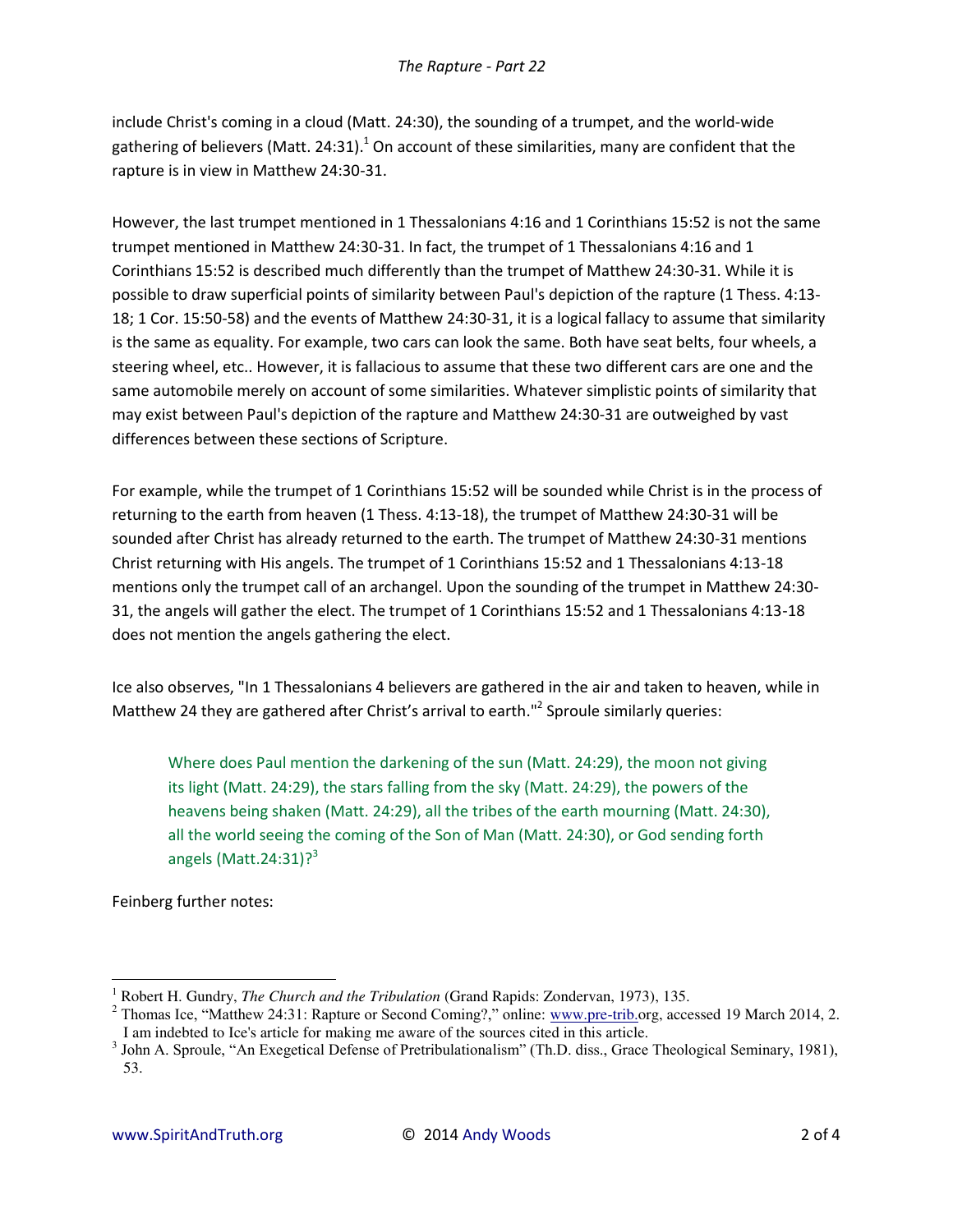include Christ's coming in a cloud (Matt. 24:30), the sounding of a trumpet, and the world-wide gathering of believers (Matt. 24:31).[1] On account of these similarities, many are confident that the rapture is in view in Matthew 24:30-31.

However, the last trumpet mentioned in 1 Thessalonians 4:16 and 1 Corinthians 15:52 is not the same trumpet mentioned in Matthew 24:30-31. In fact, the trumpet of 1 Thessalonians 4:16 and 1 Corinthians 15:52 is described much differently than the trumpet of Matthew 24:30-31. While it is possible to draw superficial points of similarity between Paul's depiction of the rapture (1 Thess. 4:13-18; 1 Cor. 15:50-58) and the events of Matthew 24:30-31, it is a logical fallacy to assume that similarity is the same as equality. For example, two cars can look the same. Both have seat belts, four wheels, a steering wheel, etc.. However, it is fallacious to assume that these two different cars are one and the same automobile merely on account of some similarities. Whatever simplistic points of similarity that may exist between Paul's depiction of the rapture and Matthew 24:30-31 are outweighed by vast differences between these sections of Scripture.

For example, while the trumpet of 1 Corinthians 15:52 will be sounded while Christ is in the process of returning to the earth from heaven (1 Thess. 4:13-18), the trumpet of Matthew 24:30-31 will be sounded after Christ has already returned to the earth. The trumpet of Matthew 24:30-31 mentions Christ returning with His angels. The trumpet of 1 Corinthians 15:52 and 1 Thessalonians 4:13-18 mentions only the trumpet call of an archangel. Upon the sounding of the trumpet in Matthew 24:30-31, the angels will gather the elect. The trumpet of 1 Corinthians 15:52 and 1 Thessalonians 4:13-18 does not mention the angels gathering the elect.

Ice also observes, "In 1 Thessalonians 4 believers are gathered in the air and taken to heaven, while in Matthew 24 they are gathered after Christ's arrival to earth."[2] Sproule similarly queries:

> Where does Paul mention the darkening of the sun (Matt. 24:29), the moon not giving its light (Matt. 24:29), the stars falling from the sky (Matt. 24:29), the powers of the heavens being shaken (Matt. 24:29), all the tribes of the earth mourning (Matt. 24:30), all the world seeing the coming of the Son of Man (Matt. 24:30), or God sending forth angels (Matt.24:31)?[3]

Feinberg further notes:

---

[1] Robert H. Gundry, *The Church and the Tribulation* (Grand Rapids: Zondervan, 1973), 135.

[2] Thomas Ice, "Matthew 24:31: Rapture or Second Coming?," online: www.pre-trib.org, accessed 19 March 2014, 2. I am indebted to Ice's article for making me aware of the sources cited in this article.

[3] John A. Sproule, "An Exegetical Defense of Pretribulationalism" (Th.D. diss., Grace Theological Seminary, 1981), 53.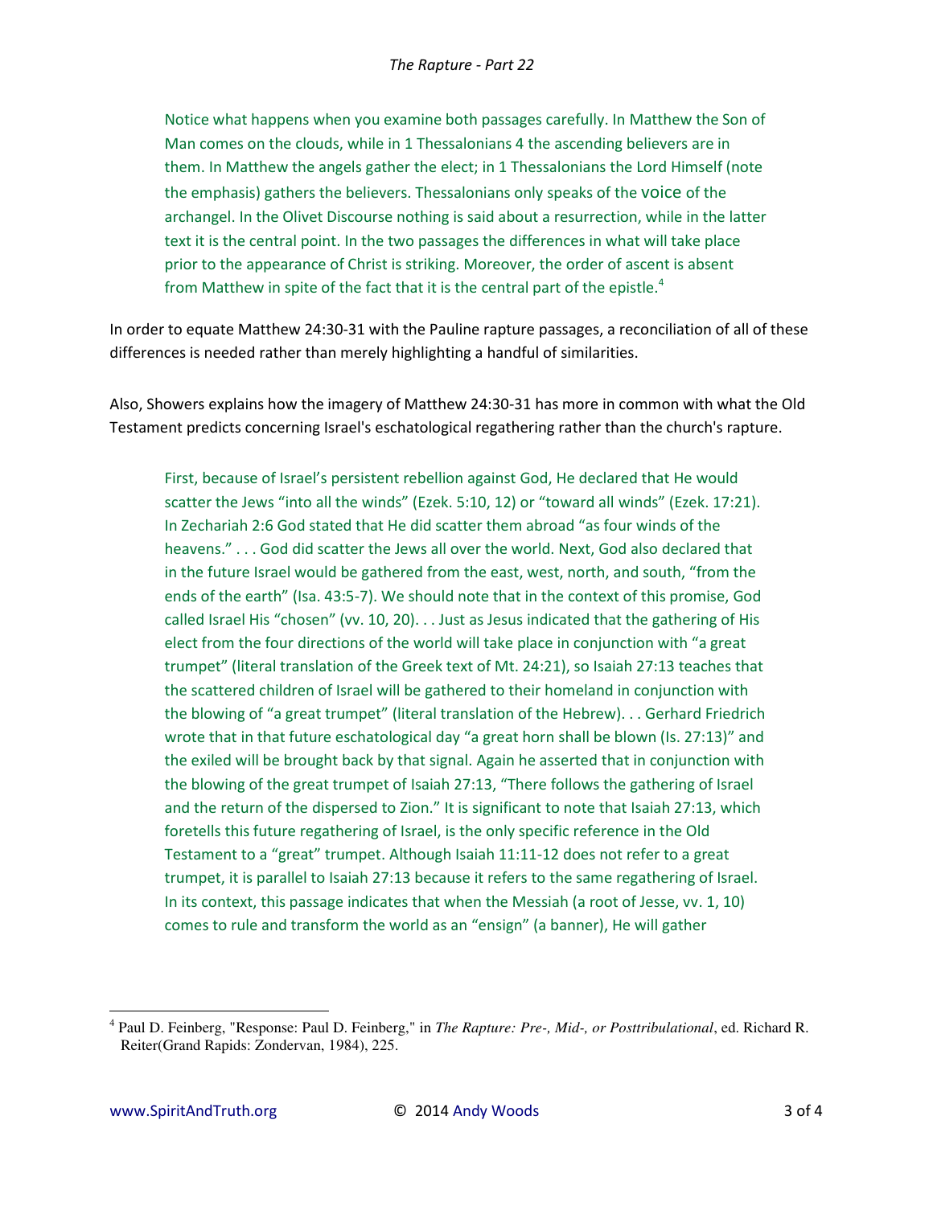> Notice what happens when you examine both passages carefully. In Matthew the Son of Man comes on the clouds, while in 1 Thessalonians 4 the ascending believers are in them. In Matthew the angels gather the elect; in 1 Thessalonians the Lord Himself (note the emphasis) gathers the believers. Thessalonians only speaks of the voice of the archangel. In the Olivet Discourse nothing is said about a resurrection, while in the latter text it is the central point. In the two passages the differences in what will take place prior to the appearance of Christ is striking. Moreover, the order of ascent is absent from Matthew in spite of the fact that it is the central part of the epistle.[4]

In order to equate Matthew 24:30-31 with the Pauline rapture passages, a reconciliation of all of these differences is needed rather than merely highlighting a handful of similarities.

Also, Showers explains how the imagery of Matthew 24:30-31 has more in common with what the Old Testament predicts concerning Israel's eschatological regathering rather than the church's rapture.

> First, because of Israel's persistent rebellion against God, He declared that He would scatter the Jews "into all the winds" (Ezek. 5:10, 12) or "toward all winds" (Ezek. 17:21). In Zechariah 2:6 God stated that He did scatter them abroad "as four winds of the heavens." . . . God did scatter the Jews all over the world. Next, God also declared that in the future Israel would be gathered from the east, west, north, and south, "from the ends of the earth" (Isa. 43:5-7). We should note that in the context of this promise, God called Israel His "chosen" (vv. 10, 20). . . Just as Jesus indicated that the gathering of His elect from the four directions of the world will take place in conjunction with "a great trumpet" (literal translation of the Greek text of Mt. 24:21), so Isaiah 27:13 teaches that the scattered children of Israel will be gathered to their homeland in conjunction with the blowing of "a great trumpet" (literal translation of the Hebrew). . . Gerhard Friedrich wrote that in that future eschatological day "a great horn shall be blown (Is. 27:13)" and the exiled will be brought back by that signal. Again he asserted that in conjunction with the blowing of the great trumpet of Isaiah 27:13, "There follows the gathering of Israel and the return of the dispersed to Zion." It is significant to note that Isaiah 27:13, which foretells this future regathering of Israel, is the only specific reference in the Old Testament to a "great" trumpet. Although Isaiah 11:11-12 does not refer to a great trumpet, it is parallel to Isaiah 27:13 because it refers to the same regathering of Israel. In its context, this passage indicates that when the Messiah (a root of Jesse, vv. 1, 10) comes to rule and transform the world as an "ensign" (a banner), He will gather

---

[4] Paul D. Feinberg, "Response: Paul D. Feinberg," in *The Rapture: Pre-, Mid-, or Posttribulational*, ed. Richard R. Reiter(Grand Rapids: Zondervan, 1984), 225.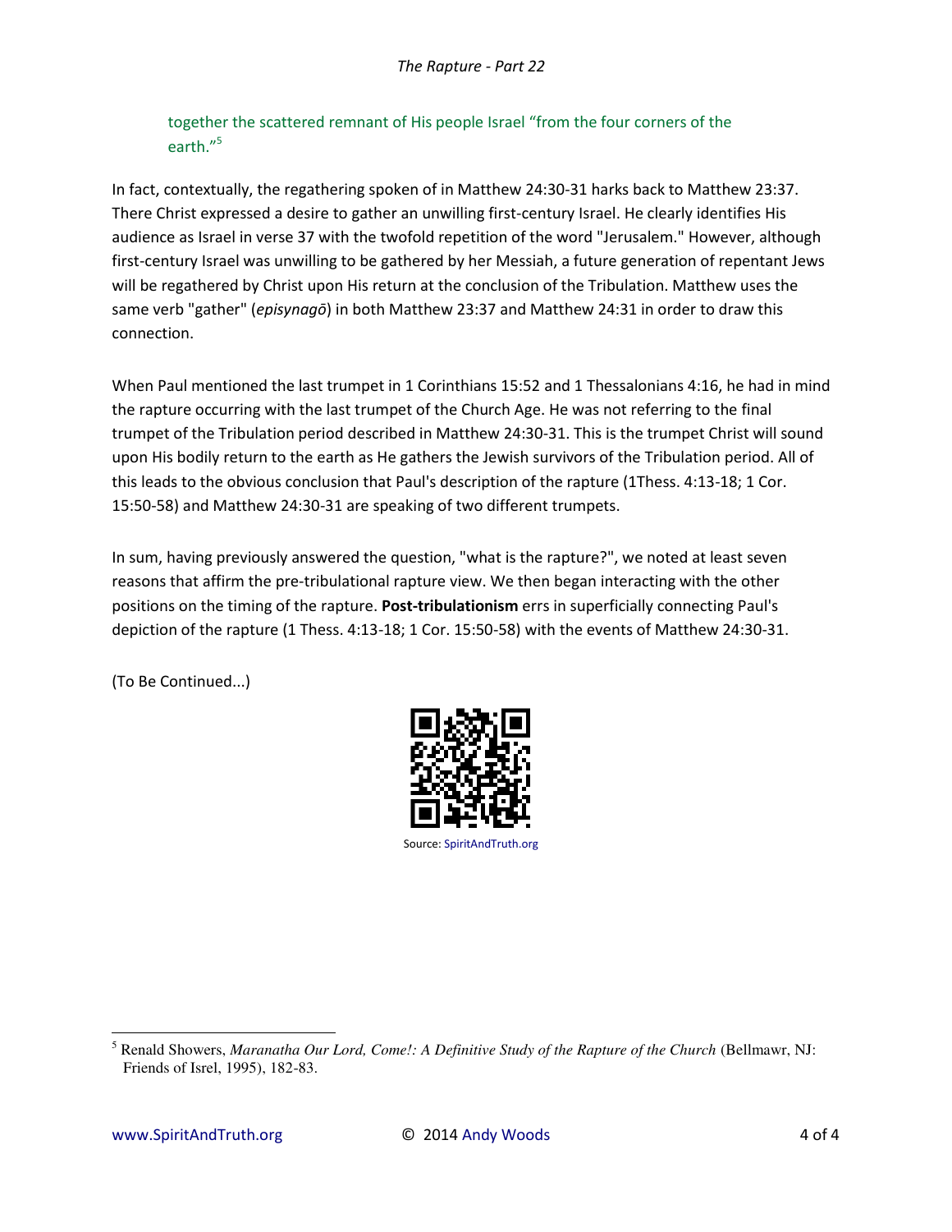together the scattered remnant of His people Israel "from the four corners of the earth."[5]

In fact, contextually, the regathering spoken of in Matthew 24:30-31 harks back to Matthew 23:37. There Christ expressed a desire to gather an unwilling first-century Israel. He clearly identifies His audience as Israel in verse 37 with the twofold repetition of the word "Jerusalem." However, although first-century Israel was unwilling to be gathered by her Messiah, a future generation of repentant Jews will be regathered by Christ upon His return at the conclusion of the Tribulation. Matthew uses the same verb "gather" (*episynagō*) in both Matthew 23:37 and Matthew 24:31 in order to draw this connection.

When Paul mentioned the last trumpet in 1 Corinthians 15:52 and 1 Thessalonians 4:16, he had in mind the rapture occurring with the last trumpet of the Church Age. He was not referring to the final trumpet of the Tribulation period described in Matthew 24:30-31. This is the trumpet Christ will sound upon His bodily return to the earth as He gathers the Jewish survivors of the Tribulation period. All of this leads to the obvious conclusion that Paul's description of the rapture (1Thess. 4:13-18; 1 Cor. 15:50-58) and Matthew 24:30-31 are speaking of two different trumpets.

In sum, having previously answered the question, "what is the rapture?", we noted at least seven reasons that affirm the pre-tribulational rapture view. We then began interacting with the other positions on the timing of the rapture. **Post-tribulationism** errs in superficially connecting Paul's depiction of the rapture (1 Thess. 4:13-18; 1 Cor. 15:50-58) with the events of Matthew 24:30-31.

(To Be Continued...)

Source: SpiritAndTruth.org

[5] Renald Showers, *Maranatha Our Lord, Come!: A Definitive Study of the Rapture of the Church* (Bellmawr, NJ: Friends of Isrel, 1995), 182-83.